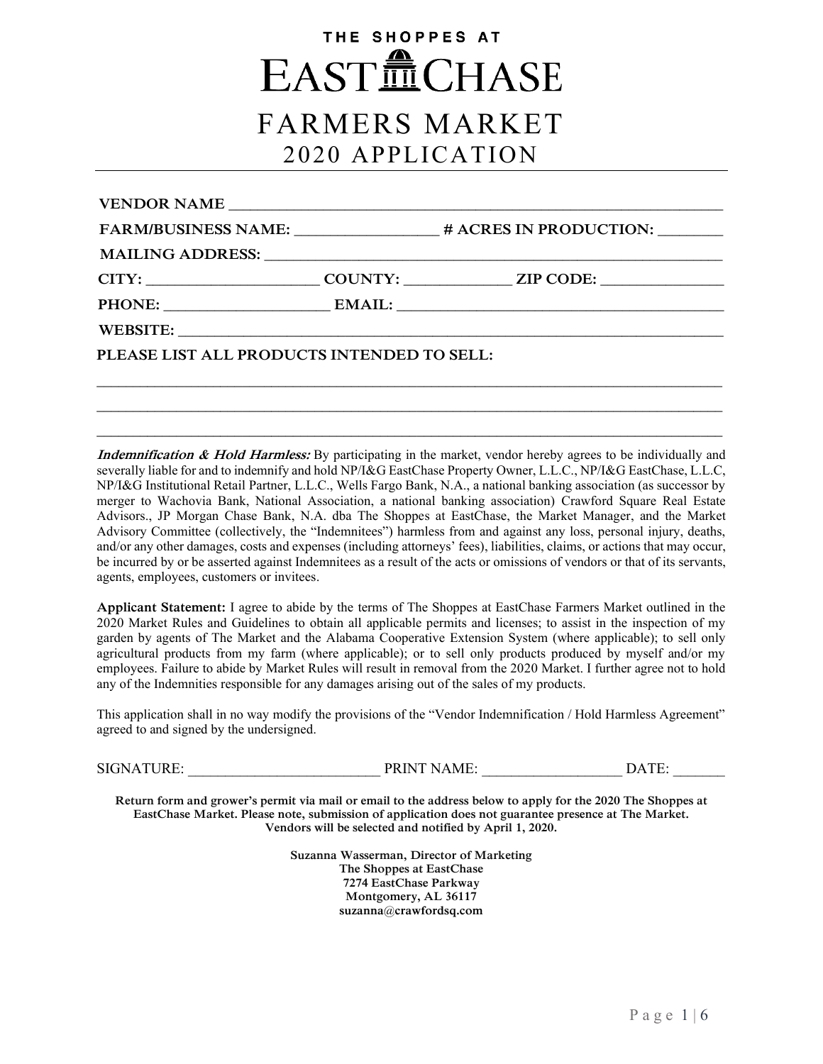# THE SHOPPES AT EASTCHASE

# FARMERS MARKET

## 2020 APPLICATION

**VENDOR NAME** ___________________________________________________________

**FARM/BUSINESS NAME:** ________________ **# ACRES IN PRODUCTION:** ________

**MAILING ADDRESS:** ______________________________________________________

**CITY:** _____________________ **COUNTY:** _____________ **ZIP CODE:** _______________

**PHONE:** ____________________ **EMAIL:** ________________________________________

**WEBSITE:** ____________________________________________________________________

**PLEASE LIST ALL PRODUCTS INTENDED TO SELL:**

______________________________________________________________________________

______________________________________________________________________________

______________________________________________________________________________

***Indemnification & Hold Harmless:*** By participating in the market, vendor hereby agrees to be individually and severally liable for and to indemnify and hold NP/I&G EastChase Property Owner, L.L.C., NP/I&G EastChase, L.L.C, NP/I&G Institutional Retail Partner, L.L.C., Wells Fargo Bank, N.A., a national banking association (as successor by merger to Wachovia Bank, National Association, a national banking association) Crawford Square Real Estate Advisors., JP Morgan Chase Bank, N.A. dba The Shoppes at EastChase, the Market Manager, and the Market Advisory Committee (collectively, the "Indemnitees") harmless from and against any loss, personal injury, deaths, and/or any other damages, costs and expenses (including attorneys' fees), liabilities, claims, or actions that may occur, be incurred by or be asserted against Indemnitees as a result of the acts or omissions of vendors or that of its servants, agents, employees, customers or invitees.

**Applicant Statement:** I agree to abide by the terms of The Shoppes at EastChase Farmers Market outlined in the 2020 Market Rules and Guidelines to obtain all applicable permits and licenses; to assist in the inspection of my garden by agents of The Market and the Alabama Cooperative Extension System (where applicable); to sell only agricultural products from my farm (where applicable); or to sell only products produced by myself and/or my employees. Failure to abide by Market Rules will result in removal from the 2020 Market. I further agree not to hold any of the Indemnities responsible for any damages arising out of the sales of my products.

This application shall in no way modify the provisions of the "Vendor Indemnification / Hold Harmless Agreement" agreed to and signed by the undersigned.

SIGNATURE: __________________________ PRINT NAME: __________________ DATE: _______

**Return form and grower's permit via mail or email to the address below to apply for the 2020 The Shoppes at EastChase Market. Please note, submission of application does not guarantee presence at The Market. Vendors will be selected and notified by April 1, 2020.**

**Suzanna Wasserman, Director of Marketing**
**The Shoppes at EastChase**
**7274 EastChase Parkway**
**Montgomery, AL 36117**
**suzanna@crawfordsq.com**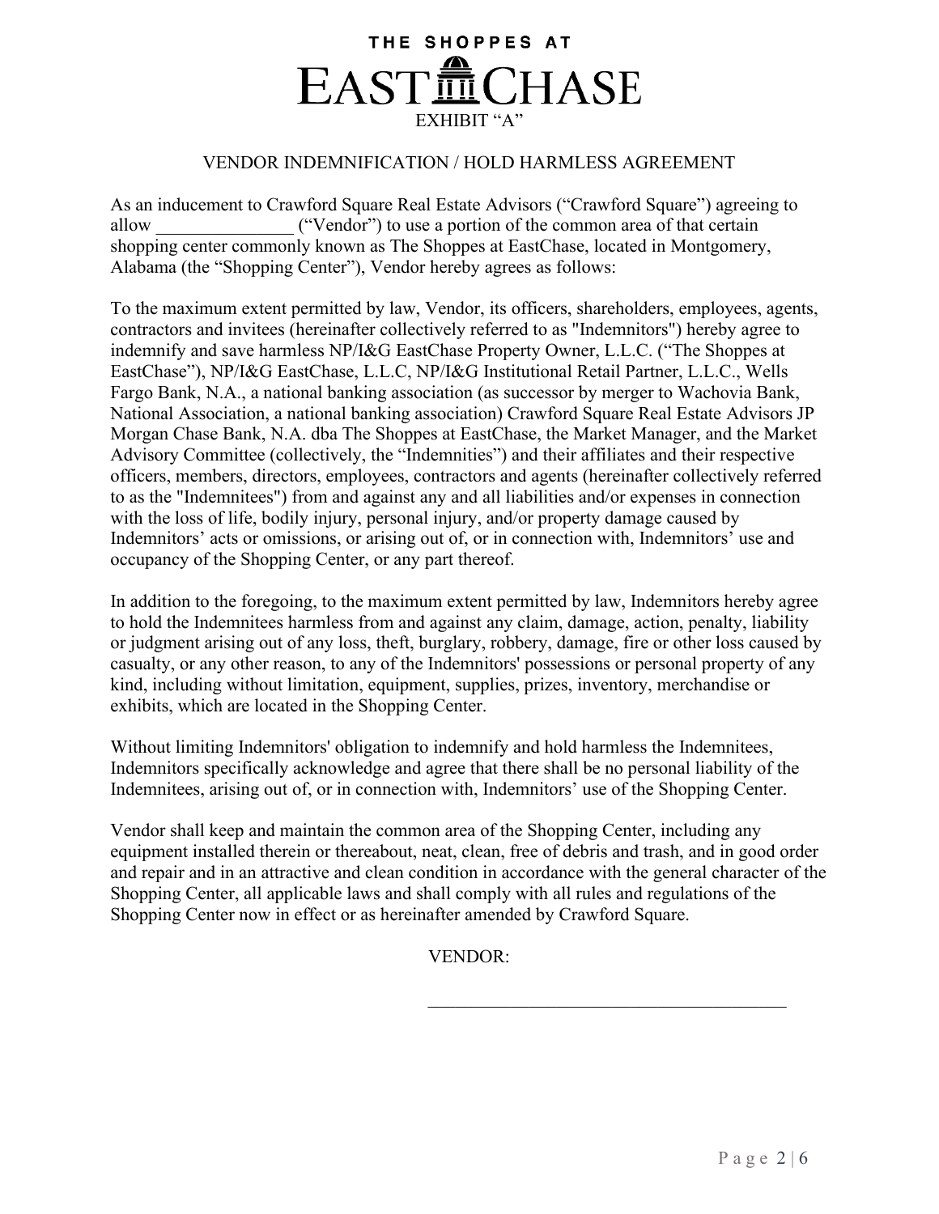# THE SHOPPES AT EASTCHASE

EXHIBIT "A"

## VENDOR INDEMNIFICATION / HOLD HARMLESS AGREEMENT

As an inducement to Crawford Square Real Estate Advisors ("Crawford Square") agreeing to allow _______________ ("Vendor") to use a portion of the common area of that certain shopping center commonly known as The Shoppes at EastChase, located in Montgomery, Alabama (the "Shopping Center"), Vendor hereby agrees as follows:

To the maximum extent permitted by law, Vendor, its officers, shareholders, employees, agents, contractors and invitees (hereinafter collectively referred to as "Indemnitors") hereby agree to indemnify and save harmless NP/I&G EastChase Property Owner, L.L.C. ("The Shoppes at EastChase"), NP/I&G EastChase, L.L.C, NP/I&G Institutional Retail Partner, L.L.C., Wells Fargo Bank, N.A., a national banking association (as successor by merger to Wachovia Bank, National Association, a national banking association) Crawford Square Real Estate Advisors JP Morgan Chase Bank, N.A. dba The Shoppes at EastChase, the Market Manager, and the Market Advisory Committee (collectively, the "Indemnities") and their affiliates and their respective officers, members, directors, employees, contractors and agents (hereinafter collectively referred to as the "Indemnitees") from and against any and all liabilities and/or expenses in connection with the loss of life, bodily injury, personal injury, and/or property damage caused by Indemnitors' acts or omissions, or arising out of, or in connection with, Indemnitors' use and occupancy of the Shopping Center, or any part thereof.

In addition to the foregoing, to the maximum extent permitted by law, Indemnitors hereby agree to hold the Indemnitees harmless from and against any claim, damage, action, penalty, liability or judgment arising out of any loss, theft, burglary, robbery, damage, fire or other loss caused by casualty, or any other reason, to any of the Indemnitors' possessions or personal property of any kind, including without limitation, equipment, supplies, prizes, inventory, merchandise or exhibits, which are located in the Shopping Center.

Without limiting Indemnitors' obligation to indemnify and hold harmless the Indemnitees, Indemnitors specifically acknowledge and agree that there shall be no personal liability of the Indemnitees, arising out of, or in connection with, Indemnitors' use of the Shopping Center.

Vendor shall keep and maintain the common area of the Shopping Center, including any equipment installed therein or thereabout, neat, clean, free of debris and trash, and in good order and repair and in an attractive and clean condition in accordance with the general character of the Shopping Center, all applicable laws and shall comply with all rules and regulations of the Shopping Center now in effect or as hereinafter amended by Crawford Square.

VENDOR:

_______________________________________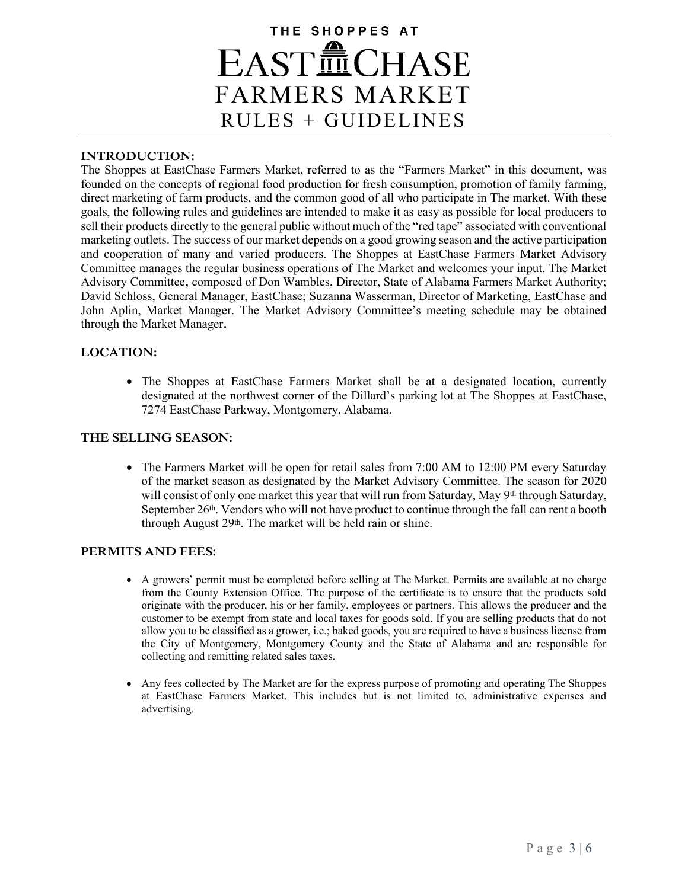# THE SHOPPES AT EASTCHASE FARMERS MARKET RULES + GUIDELINES

## INTRODUCTION:

The Shoppes at EastChase Farmers Market, referred to as the "Farmers Market" in this document**,** was founded on the concepts of regional food production for fresh consumption, promotion of family farming, direct marketing of farm products, and the common good of all who participate in The market. With these goals, the following rules and guidelines are intended to make it as easy as possible for local producers to sell their products directly to the general public without much of the "red tape" associated with conventional marketing outlets. The success of our market depends on a good growing season and the active participation and cooperation of many and varied producers. The Shoppes at EastChase Farmers Market Advisory Committee manages the regular business operations of The Market and welcomes your input. The Market Advisory Committee**,** composed of Don Wambles, Director, State of Alabama Farmers Market Authority; David Schloss, General Manager, EastChase; Suzanna Wasserman, Director of Marketing, EastChase and John Aplin, Market Manager. The Market Advisory Committee's meeting schedule may be obtained through the Market Manager**.**

## LOCATION:

- The Shoppes at EastChase Farmers Market shall be at a designated location, currently designated at the northwest corner of the Dillard's parking lot at The Shoppes at EastChase, 7274 EastChase Parkway, Montgomery, Alabama.

## THE SELLING SEASON:

- The Farmers Market will be open for retail sales from 7:00 AM to 12:00 PM every Saturday of the market season as designated by the Market Advisory Committee. The season for 2020 will consist of only one market this year that will run from Saturday, May 9th through Saturday, September 26th. Vendors who will not have product to continue through the fall can rent a booth through August 29th. The market will be held rain or shine.

## PERMITS AND FEES:

- A growers' permit must be completed before selling at The Market. Permits are available at no charge from the County Extension Office. The purpose of the certificate is to ensure that the products sold originate with the producer, his or her family, employees or partners. This allows the producer and the customer to be exempt from state and local taxes for goods sold. If you are selling products that do not allow you to be classified as a grower, i.e.; baked goods, you are required to have a business license from the City of Montgomery, Montgomery County and the State of Alabama and are responsible for collecting and remitting related sales taxes.

- Any fees collected by The Market are for the express purpose of promoting and operating The Shoppes at EastChase Farmers Market. This includes but is not limited to, administrative expenses and advertising.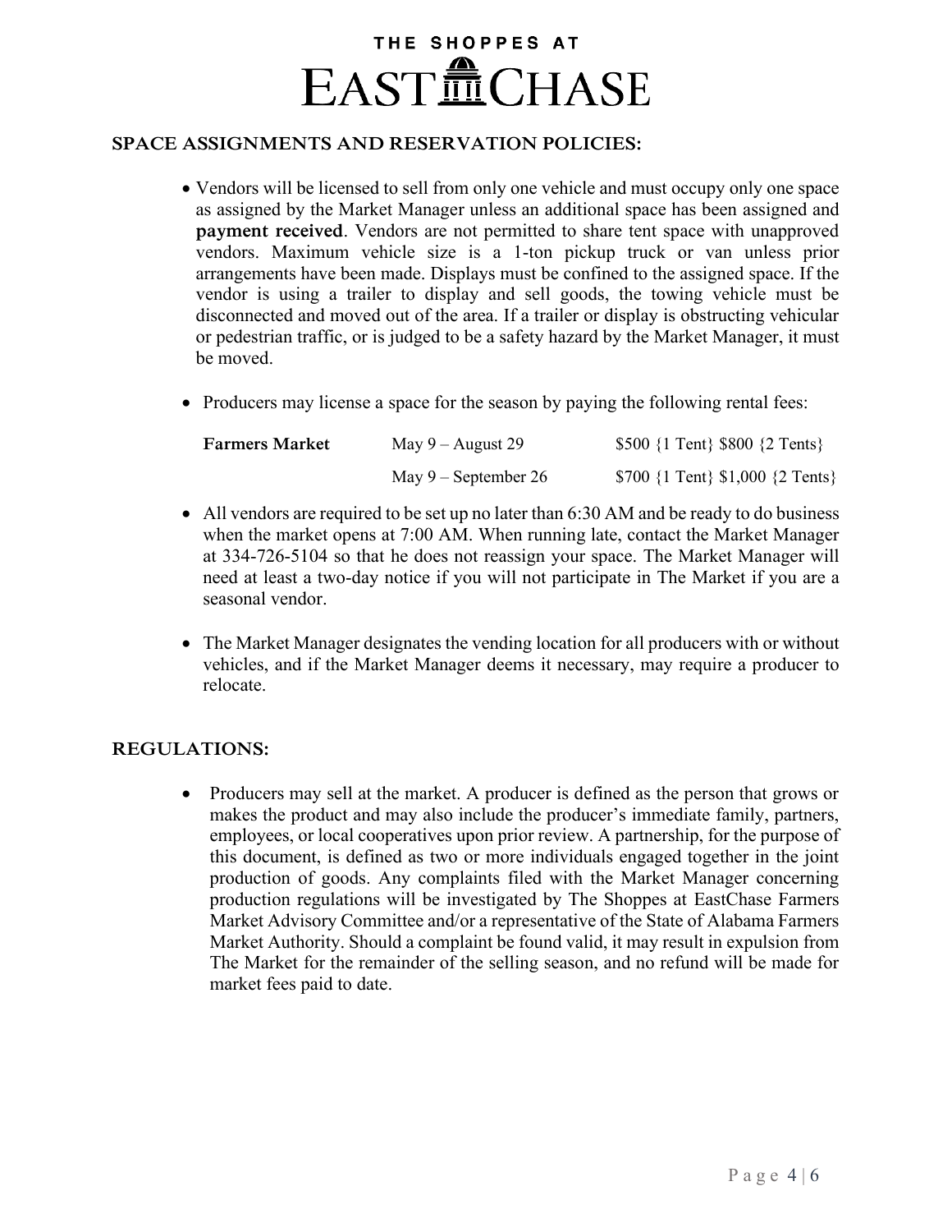## SPACE ASSIGNMENTS AND RESERVATION POLICIES:

- Vendors will be licensed to sell from only one vehicle and must occupy only one space as assigned by the Market Manager unless an additional space has been assigned and **payment received**. Vendors are not permitted to share tent space with unapproved vendors. Maximum vehicle size is a 1-ton pickup truck or van unless prior arrangements have been made. Displays must be confined to the assigned space. If the vendor is using a trailer to display and sell goods, the towing vehicle must be disconnected and moved out of the area. If a trailer or display is obstructing vehicular or pedestrian traffic, or is judged to be a safety hazard by the Market Manager, it must be moved.

- Producers may license a space for the season by paying the following rental fees:

| | | |
|---|---|---|
| **Farmers Market** | May 9 – August 29 | $500 {1 Tent} $800 {2 Tents} |
| | May 9 – September 26 | $700 {1 Tent} $1,000 {2 Tents} |

- All vendors are required to be set up no later than 6:30 AM and be ready to do business when the market opens at 7:00 AM. When running late, contact the Market Manager at 334-726-5104 so that he does not reassign your space. The Market Manager will need at least a two-day notice if you will not participate in The Market if you are a seasonal vendor.

- The Market Manager designates the vending location for all producers with or without vehicles, and if the Market Manager deems it necessary, may require a producer to relocate.

## REGULATIONS:

- Producers may sell at the market. A producer is defined as the person that grows or makes the product and may also include the producer's immediate family, partners, employees, or local cooperatives upon prior review. A partnership, for the purpose of this document, is defined as two or more individuals engaged together in the joint production of goods. Any complaints filed with the Market Manager concerning production regulations will be investigated by The Shoppes at EastChase Farmers Market Advisory Committee and/or a representative of the State of Alabama Farmers Market Authority. Should a complaint be found valid, it may result in expulsion from The Market for the remainder of the selling season, and no refund will be made for market fees paid to date.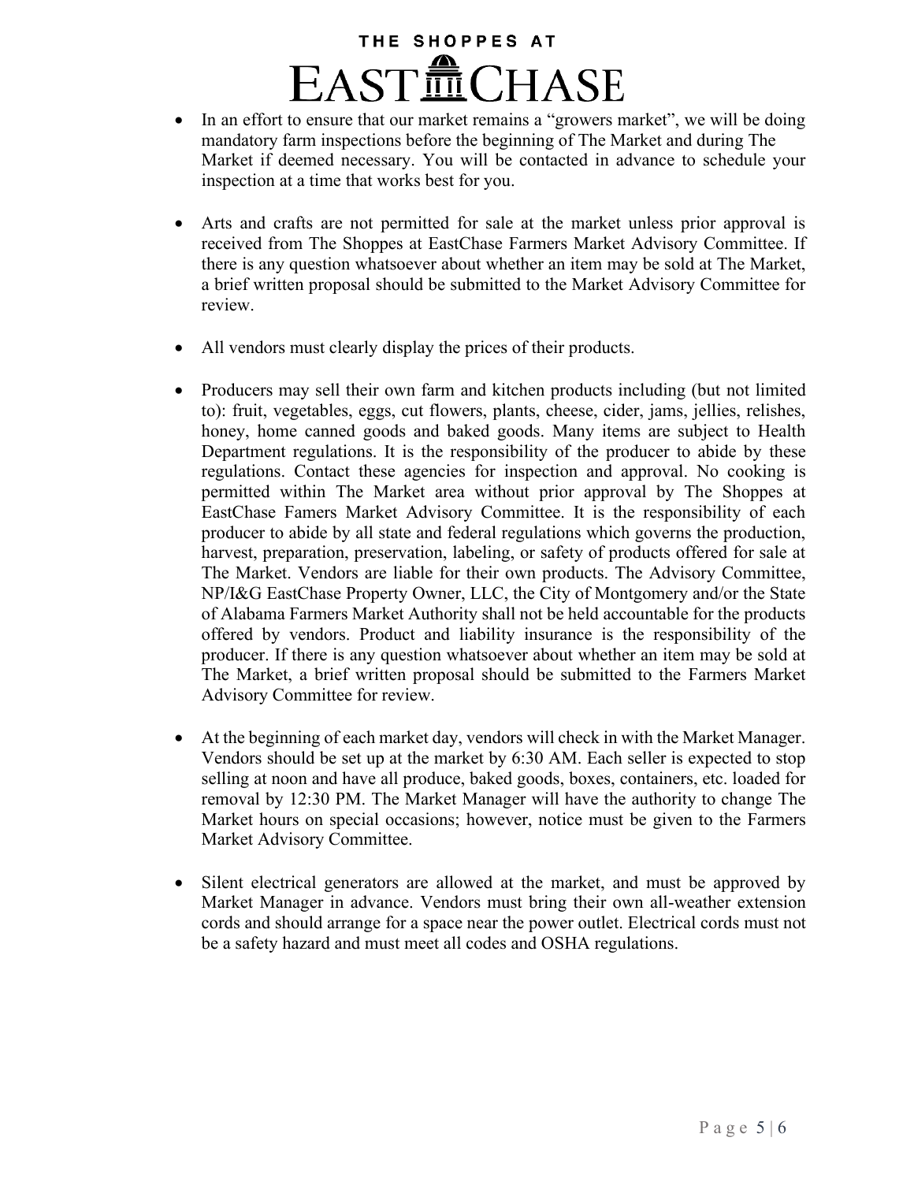- In an effort to ensure that our market remains a "growers market", we will be doing mandatory farm inspections before the beginning of The Market and during The Market if deemed necessary. You will be contacted in advance to schedule your inspection at a time that works best for you.

- Arts and crafts are not permitted for sale at the market unless prior approval is received from The Shoppes at EastChase Farmers Market Advisory Committee. If there is any question whatsoever about whether an item may be sold at The Market, a brief written proposal should be submitted to the Market Advisory Committee for review.

- All vendors must clearly display the prices of their products.

- Producers may sell their own farm and kitchen products including (but not limited to): fruit, vegetables, eggs, cut flowers, plants, cheese, cider, jams, jellies, relishes, honey, home canned goods and baked goods. Many items are subject to Health Department regulations. It is the responsibility of the producer to abide by these regulations. Contact these agencies for inspection and approval. No cooking is permitted within The Market area without prior approval by The Shoppes at EastChase Famers Market Advisory Committee. It is the responsibility of each producer to abide by all state and federal regulations which governs the production, harvest, preparation, preservation, labeling, or safety of products offered for sale at The Market. Vendors are liable for their own products. The Advisory Committee, NP/I&G EastChase Property Owner, LLC, the City of Montgomery and/or the State of Alabama Farmers Market Authority shall not be held accountable for the products offered by vendors. Product and liability insurance is the responsibility of the producer. If there is any question whatsoever about whether an item may be sold at The Market, a brief written proposal should be submitted to the Farmers Market Advisory Committee for review.

- At the beginning of each market day, vendors will check in with the Market Manager. Vendors should be set up at the market by 6:30 AM. Each seller is expected to stop selling at noon and have all produce, baked goods, boxes, containers, etc. loaded for removal by 12:30 PM. The Market Manager will have the authority to change The Market hours on special occasions; however, notice must be given to the Farmers Market Advisory Committee.

- Silent electrical generators are allowed at the market, and must be approved by Market Manager in advance. Vendors must bring their own all-weather extension cords and should arrange for a space near the power outlet. Electrical cords must not be a safety hazard and must meet all codes and OSHA regulations.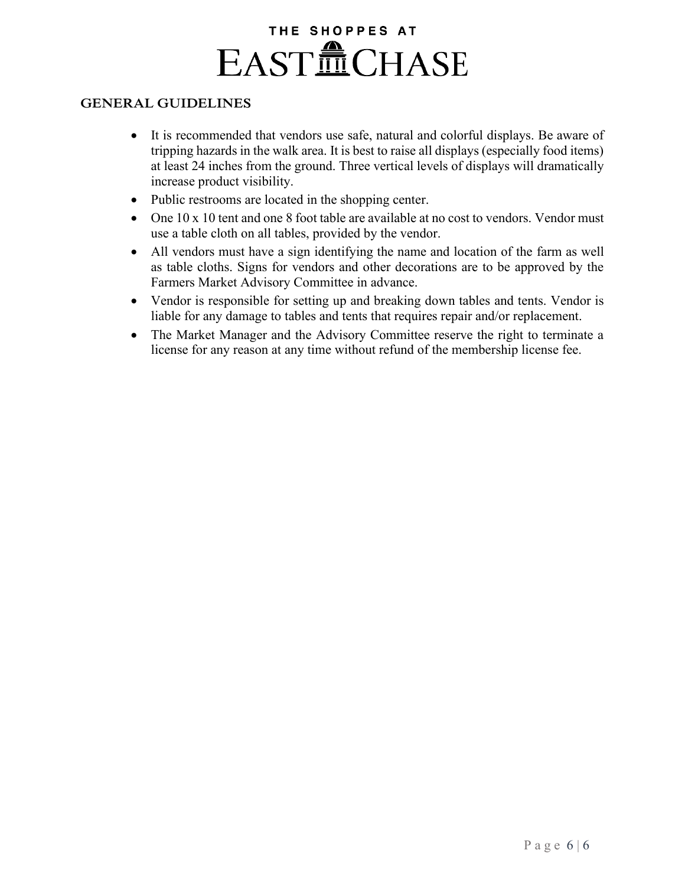THE SHOPPES AT

EAST CHASE

## GENERAL GUIDELINES

- It is recommended that vendors use safe, natural and colorful displays. Be aware of tripping hazards in the walk area. It is best to raise all displays (especially food items) at least 24 inches from the ground. Three vertical levels of displays will dramatically increase product visibility.
- Public restrooms are located in the shopping center.
- One 10 x 10 tent and one 8 foot table are available at no cost to vendors. Vendor must use a table cloth on all tables, provided by the vendor.
- All vendors must have a sign identifying the name and location of the farm as well as table cloths. Signs for vendors and other decorations are to be approved by the Farmers Market Advisory Committee in advance.
- Vendor is responsible for setting up and breaking down tables and tents. Vendor is liable for any damage to tables and tents that requires repair and/or replacement.
- The Market Manager and the Advisory Committee reserve the right to terminate a license for any reason at any time without refund of the membership license fee.